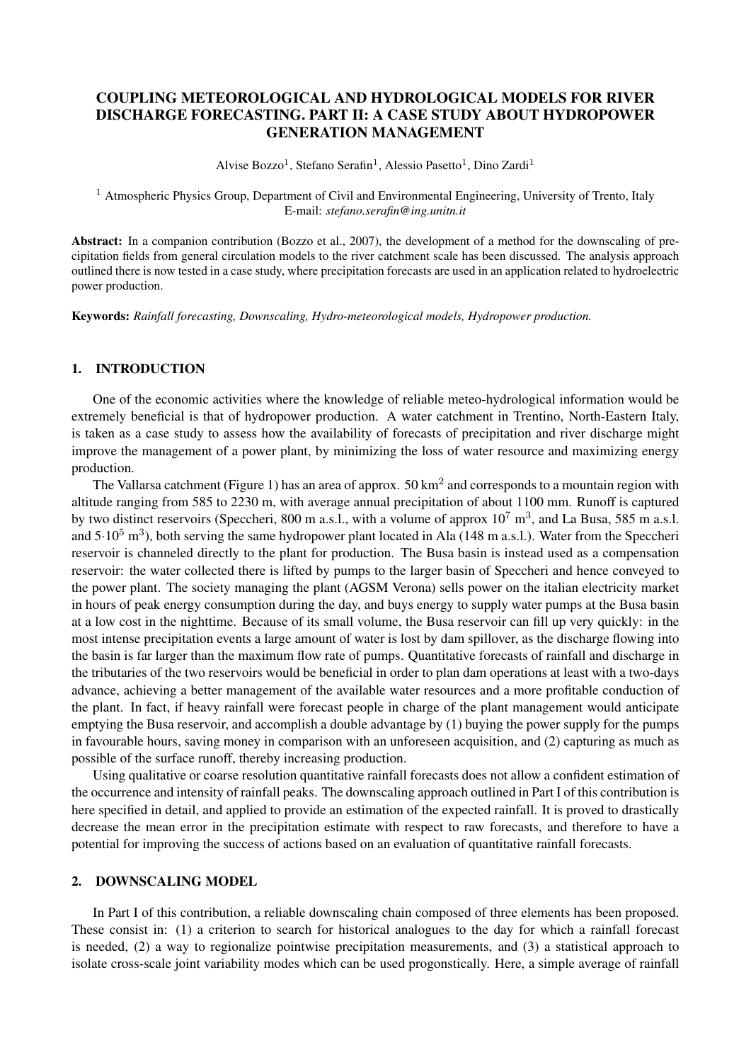# COUPLING METEOROLOGICAL AND HYDROLOGICAL MODELS FOR RIVER DISCHARGE FORECASTING. PART II: A CASE STUDY ABOUT HYDROPOWER GENERATION MANAGEMENT

Alvise Bozzo[1], Stefano Serafin[1], Alessio Pasetto[1], Dino Zardi[1]

[1] Atmospheric Physics Group, Department of Civil and Environmental Engineering, University of Trento, Italy
E-mail: *stefano.serafin@ing.unitn.it*

**Abstract:** In a companion contribution (Bozzo et al., 2007), the development of a method for the downscaling of precipitation fields from general circulation models to the river catchment scale has been discussed. The analysis approach outlined there is now tested in a case study, where precipitation forecasts are used in an application related to hydroelectric power production.

**Keywords:** *Rainfall forecasting, Downscaling, Hydro-meteorological models, Hydropower production.*

## 1. INTRODUCTION

One of the economic activities where the knowledge of reliable meteo-hydrological information would be extremely beneficial is that of hydropower production. A water catchment in Trentino, North-Eastern Italy, is taken as a case study to assess how the availability of forecasts of precipitation and river discharge might improve the management of a power plant, by minimizing the loss of water resource and maximizing energy production.

The Vallarsa catchment (Figure 1) has an area of approx. 50 km$^2$ and corresponds to a mountain region with altitude ranging from 585 to 2230 m, with average annual precipitation of about 1100 mm. Runoff is captured by two distinct reservoirs (Speccheri, 800 m a.s.l., with a volume of approx $10^7$ m$^3$, and La Busa, 585 m a.s.l. and $5{\cdot}10^5$ m$^3$), both serving the same hydropower plant located in Ala (148 m a.s.l.). Water from the Speccheri reservoir is channeled directly to the plant for production. The Busa basin is instead used as a compensation reservoir: the water collected there is lifted by pumps to the larger basin of Speccheri and hence conveyed to the power plant. The society managing the plant (AGSM Verona) sells power on the italian electricity market in hours of peak energy consumption during the day, and buys energy to supply water pumps at the Busa basin at a low cost in the nighttime. Because of its small volume, the Busa reservoir can fill up very quickly: in the most intense precipitation events a large amount of water is lost by dam spillover, as the discharge flowing into the basin is far larger than the maximum flow rate of pumps. Quantitative forecasts of rainfall and discharge in the tributaries of the two reservoirs would be beneficial in order to plan dam operations at least with a two-days advance, achieving a better management of the available water resources and a more profitable conduction of the plant. In fact, if heavy rainfall were forecast people in charge of the plant management would anticipate emptying the Busa reservoir, and accomplish a double advantage by (1) buying the power supply for the pumps in favourable hours, saving money in comparison with an unforeseen acquisition, and (2) capturing as much as possible of the surface runoff, thereby increasing production.

Using qualitative or coarse resolution quantitative rainfall forecasts does not allow a confident estimation of the occurrence and intensity of rainfall peaks. The downscaling approach outlined in Part I of this contribution is here specified in detail, and applied to provide an estimation of the expected rainfall. It is proved to drastically decrease the mean error in the precipitation estimate with respect to raw forecasts, and therefore to have a potential for improving the success of actions based on an evaluation of quantitative rainfall forecasts.

## 2. DOWNSCALING MODEL

In Part I of this contribution, a reliable downscaling chain composed of three elements has been proposed. These consist in: (1) a criterion to search for historical analogues to the day for which a rainfall forecast is needed, (2) a way to regionalize pointwise precipitation measurements, and (3) a statistical approach to isolate cross-scale joint variability modes which can be used progonstically. Here, a simple average of rainfall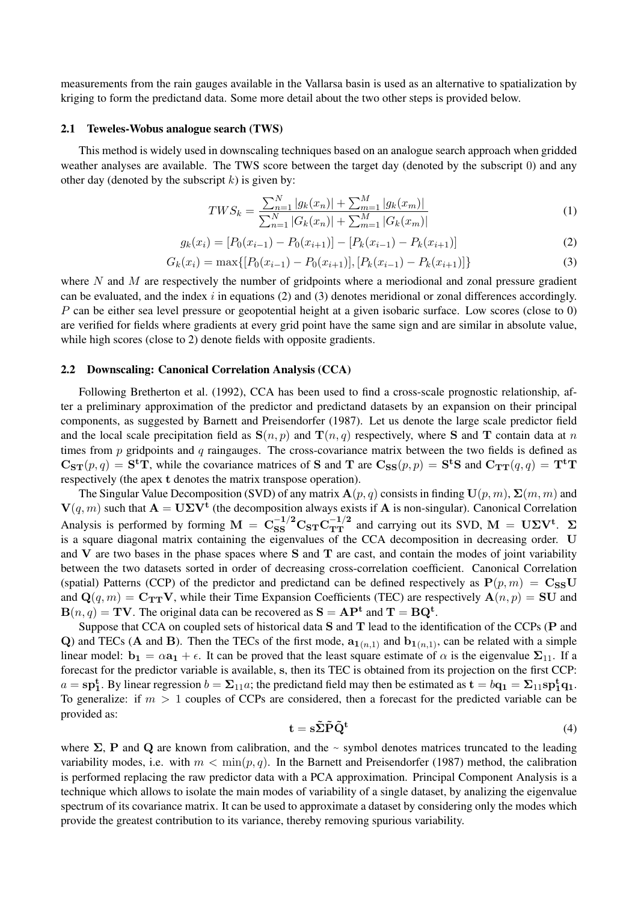measurements from the rain gauges available in the Vallarsa basin is used as an alternative to spatialization by kriging to form the predictand data. Some more detail about the two other steps is provided below.

### 2.1 Teweles-Wobus analogue search (TWS)

This method is widely used in downscaling techniques based on an analogue search approach when gridded weather analyses are available. The TWS score between the target day (denoted by the subscript 0) and any other day (denoted by the subscript $k$) is given by:

$$TWS_k = \frac{\sum_{n=1}^{N} |g_k(x_n)| + \sum_{m=1}^{M} |g_k(x_m)|}{\sum_{n=1}^{N} |G_k(x_n)| + \sum_{m=1}^{M} |G_k(x_m)|} \tag{1}$$

$$g_k(x_i) = [P_0(x_{i-1}) - P_0(x_{i+1})] - [P_k(x_{i-1}) - P_k(x_{i+1})] \tag{2}$$

$$G_k(x_i) = \max\{[P_0(x_{i-1}) - P_0(x_{i+1})], [P_k(x_{i-1}) - P_k(x_{i+1})]\} \tag{3}$$

where $N$ and $M$ are respectively the number of gridpoints where a meriodional and zonal pressure gradient can be evaluated, and the index $i$ in equations (2) and (3) denotes meridional or zonal differences accordingly. $P$ can be either sea level pressure or geopotential height at a given isobaric surface. Low scores (close to 0) are verified for fields where gradients at every grid point have the same sign and are similar in absolute value, while high scores (close to 2) denote fields with opposite gradients.

### 2.2 Downscaling: Canonical Correlation Analysis (CCA)

Following Bretherton et al. (1992), CCA has been used to find a cross-scale prognostic relationship, after a preliminary approximation of the predictor and predictand datasets by an expansion on their principal components, as suggested by Barnett and Preisendorfer (1987). Let us denote the large scale predictor field and the local scale precipitation field as $\mathbf{S}(n, p)$ and $\mathbf{T}(n, q)$ respectively, where $\mathbf{S}$ and $\mathbf{T}$ contain data at $n$ times from $p$ gridpoints and $q$ raingauges. The cross-covariance matrix between the two fields is defined as $\mathbf{C_{ST}}(p, q) = \mathbf{S^t T}$, while the covariance matrices of $\mathbf{S}$ and $\mathbf{T}$ are $\mathbf{C_{SS}}(p, p) = \mathbf{S^t S}$ and $\mathbf{C_{TT}}(q, q) = \mathbf{T^t T}$ respectively (the apex $\mathbf{t}$ denotes the matrix transpose operation).

The Singular Value Decomposition (SVD) of any matrix $\mathbf{A}(p, q)$ consists in finding $\mathbf{U}(p, m)$, $\mathbf{\Sigma}(m, m)$ and $\mathbf{V}(q, m)$ such that $\mathbf{A} = \mathbf{U \Sigma V^t}$ (the decomposition always exists if $\mathbf{A}$ is non-singular). Canonical Correlation Analysis is performed by forming $\mathbf{M} = \mathbf{C_{SS}^{-1/2} C_{ST} C_{TT}^{-1/2}}$ and carrying out its SVD, $\mathbf{M} = \mathbf{U \Sigma V^t}$. $\mathbf{\Sigma}$ is a square diagonal matrix containing the eigenvalues of the CCA decomposition in decreasing order. $\mathbf{U}$ and $\mathbf{V}$ are two bases in the phase spaces where $\mathbf{S}$ and $\mathbf{T}$ are cast, and contain the modes of joint variability between the two datasets sorted in order of decreasing cross-correlation coefficient. Canonical Correlation (spatial) Patterns (CCP) of the predictor and predictand can be defined respectively as $\mathbf{P}(p, m) = \mathbf{C_{SS} U}$ and $\mathbf{Q}(q, m) = \mathbf{C_{TT} V}$, while their Time Expansion Coefficients (TEC) are respectively $\mathbf{A}(n, p) = \mathbf{SU}$ and $\mathbf{B}(n, q) = \mathbf{TV}$. The original data can be recovered as $\mathbf{S} = \mathbf{AP^t}$ and $\mathbf{T} = \mathbf{BQ^t}$.

Suppose that CCA on coupled sets of historical data $\mathbf{S}$ and $\mathbf{T}$ lead to the identification of the CCPs ($\mathbf{P}$ and $\mathbf{Q}$) and TECs ($\mathbf{A}$ and $\mathbf{B}$). Then the TECs of the first mode, $\mathbf{a_1}_{(n,1)}$ and $\mathbf{b_1}_{(n,1)}$, can be related with a simple linear model: $\mathbf{b_1} = \alpha \mathbf{a_1} + \epsilon$. It can be proved that the least square estimate of $\alpha$ is the eigenvalue $\mathbf{\Sigma}_{11}$. If a forecast for the predictor variable is available, $\mathbf{s}$, then its TEC is obtained from its projection on the first CCP: $a = \mathbf{s p_1^t}$. By linear regression $b = \mathbf{\Sigma}_{11} a$; the predictand field may then be estimated as $\mathbf{t} = b\mathbf{q_1} = \mathbf{\Sigma}_{11} \mathbf{s p_1^t q_1}$. To generalize: if $m > 1$ couples of CCPs are considered, then a forecast for the predicted variable can be provided as:

$$\mathbf{t} = \mathbf{s \tilde{\Sigma} \tilde{P} \tilde{Q}^t} \tag{4}$$

where $\mathbf{\Sigma}$, $\mathbf{P}$ and $\mathbf{Q}$ are known from calibration, and the ~ symbol denotes matrices truncated to the leading variability modes, i.e. with $m < \min(p, q)$. In the Barnett and Preisendorfer (1987) method, the calibration is performed replacing the raw predictor data with a PCA approximation. Principal Component Analysis is a technique which allows to isolate the main modes of variability of a single dataset, by analizing the eigenvalue spectrum of its covariance matrix. It can be used to approximate a dataset by considering only the modes which provide the greatest contribution to its variance, thereby removing spurious variability.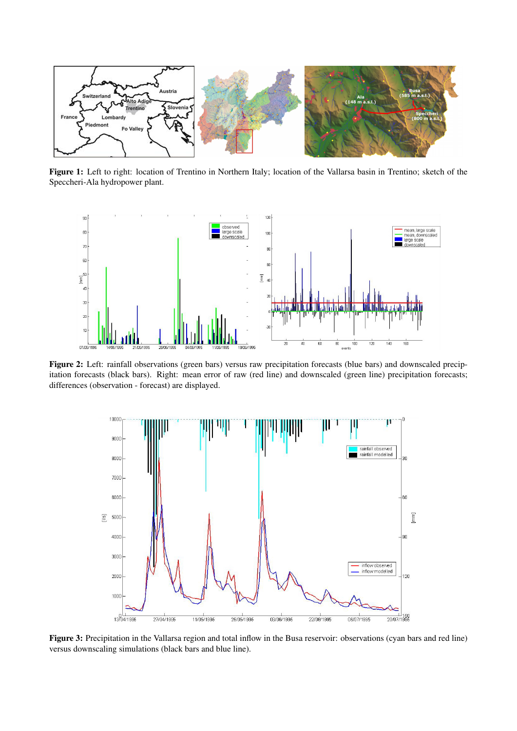**Figure 1:** Left to right: location of Trentino in Northern Italy; location of the Vallarsa basin in Trentino; sketch of the Speccheri-Ala hydropower plant.

**Figure 2:** Left: rainfall observations (green bars) versus raw precipitation forecasts (blue bars) and downscaled precipitation forecasts (black bars). Right: mean error of raw (red line) and downscaled (green line) precipitation forecasts; differences (observation - forecast) are displayed.

**Figure 3:** Precipitation in the Vallarsa region and total inflow in the Busa reservoir: observations (cyan bars and red line) versus downscaling simulations (black bars and blue line).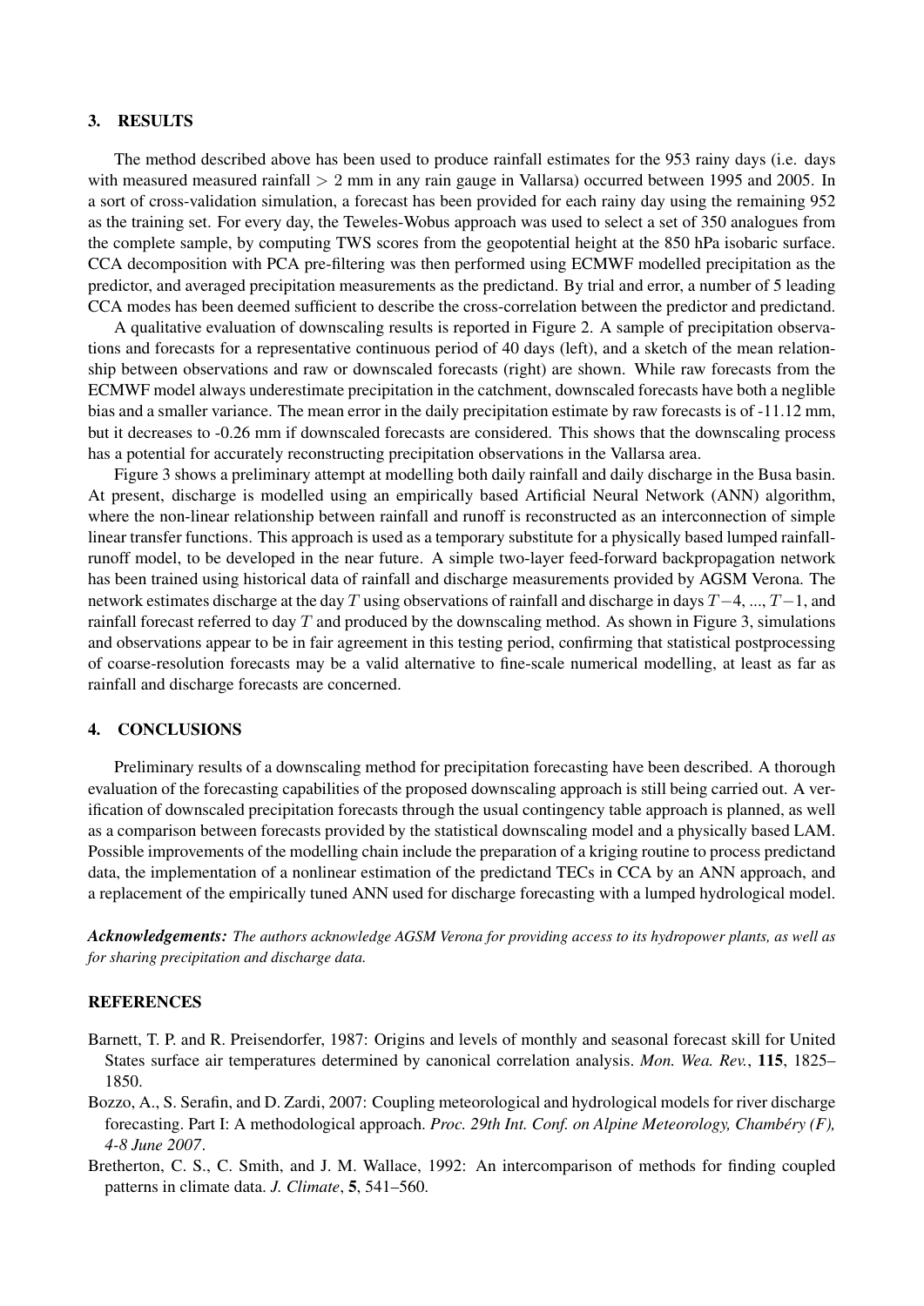## 3. RESULTS

The method described above has been used to produce rainfall estimates for the 953 rainy days (i.e. days with measured measured rainfall $> 2$ mm in any rain gauge in Vallarsa) occurred between 1995 and 2005. In a sort of cross-validation simulation, a forecast has been provided for each rainy day using the remaining 952 as the training set. For every day, the Teweles-Wobus approach was used to select a set of 350 analogues from the complete sample, by computing TWS scores from the geopotential height at the 850 hPa isobaric surface. CCA decomposition with PCA pre-filtering was then performed using ECMWF modelled precipitation as the predictor, and averaged precipitation measurements as the predictand. By trial and error, a number of 5 leading CCA modes has been deemed sufficient to describe the cross-correlation between the predictor and predictand.

A qualitative evaluation of downscaling results is reported in Figure 2. A sample of precipitation observations and forecasts for a representative continuous period of 40 days (left), and a sketch of the mean relationship between observations and raw or downscaled forecasts (right) are shown. While raw forecasts from the ECMWF model always underestimate precipitation in the catchment, downscaled forecasts have both a neglible bias and a smaller variance. The mean error in the daily precipitation estimate by raw forecasts is of -11.12 mm, but it decreases to -0.26 mm if downscaled forecasts are considered. This shows that the downscaling process has a potential for accurately reconstructing precipitation observations in the Vallarsa area.

Figure 3 shows a preliminary attempt at modelling both daily rainfall and daily discharge in the Busa basin. At present, discharge is modelled using an empirically based Artificial Neural Network (ANN) algorithm, where the non-linear relationship between rainfall and runoff is reconstructed as an interconnection of simple linear transfer functions. This approach is used as a temporary substitute for a physically based lumped rainfall-runoff model, to be developed in the near future. A simple two-layer feed-forward backpropagation network has been trained using historical data of rainfall and discharge measurements provided by AGSM Verona. The network estimates discharge at the day $T$ using observations of rainfall and discharge in days $T-4$, ..., $T-1$, and rainfall forecast referred to day $T$ and produced by the downscaling method. As shown in Figure 3, simulations and observations appear to be in fair agreement in this testing period, confirming that statistical postprocessing of coarse-resolution forecasts may be a valid alternative to fine-scale numerical modelling, at least as far as rainfall and discharge forecasts are concerned.

## 4. CONCLUSIONS

Preliminary results of a downscaling method for precipitation forecasting have been described. A thorough evaluation of the forecasting capabilities of the proposed downscaling approach is still being carried out. A verification of downscaled precipitation forecasts through the usual contingency table approach is planned, as well as a comparison between forecasts provided by the statistical downscaling model and a physically based LAM. Possible improvements of the modelling chain include the preparation of a kriging routine to process predictand data, the implementation of a nonlinear estimation of the predictand TECs in CCA by an ANN approach, and a replacement of the empirically tuned ANN used for discharge forecasting with a lumped hydrological model.

***Acknowledgements:*** *The authors acknowledge AGSM Verona for providing access to its hydropower plants, as well as for sharing precipitation and discharge data.*

## REFERENCES

Barnett, T. P. and R. Preisendorfer, 1987: Origins and levels of monthly and seasonal forecast skill for United States surface air temperatures determined by canonical correlation analysis. *Mon. Wea. Rev.*, **115**, 1825–1850.

Bozzo, A., S. Serafin, and D. Zardi, 2007: Coupling meteorological and hydrological models for river discharge forecasting. Part I: A methodological approach. *Proc. 29th Int. Conf. on Alpine Meteorology, Chambéry (F), 4-8 June 2007*.

Bretherton, C. S., C. Smith, and J. M. Wallace, 1992: An intercomparison of methods for finding coupled patterns in climate data. *J. Climate*, **5**, 541–560.